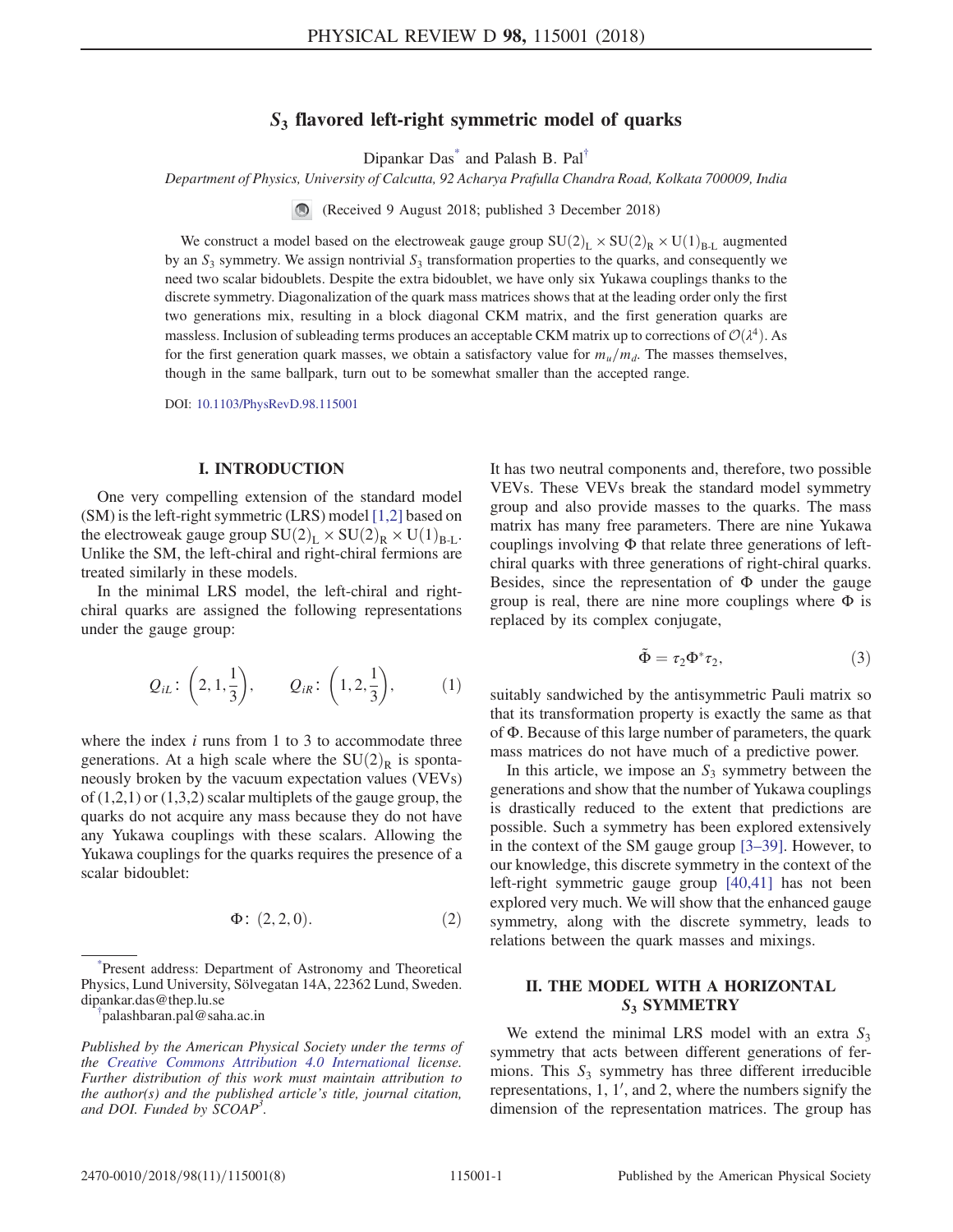# $S_3$ flavored left-right symmetric model of quarks

Dipankar Das[*] and Palash B. Pal[†]

*Department of Physics, University of Calcutta, 92 Acharya Prafulla Chandra Road, Kolkata 700009, India*

(Received 9 August 2018; published 3 December 2018)

We construct a model based on the electroweak gauge group $\mathrm{SU(2)_L \times SU(2)_R \times U(1)_{B\text{-}L}}$ augmented by an $S_3$ symmetry. We assign nontrivial $S_3$ transformation properties to the quarks, and consequently we need two scalar bidoublets. Despite the extra bidoublet, we have only six Yukawa couplings thanks to the discrete symmetry. Diagonalization of the quark mass matrices shows that at the leading order only the first two generations mix, resulting in a block diagonal CKM matrix, and the first generation quarks are massless. Inclusion of subleading terms produces an acceptable CKM matrix up to corrections of $\mathcal{O}(\lambda^4)$. As for the first generation quark masses, we obtain a satisfactory value for $m_u/m_d$. The masses themselves, though in the same ballpark, turn out to be somewhat smaller than the accepted range.

DOI: 10.1103/PhysRevD.98.115001

## I. INTRODUCTION

One very compelling extension of the standard model (SM) is the left-right symmetric (LRS) model [1,2] based on the electroweak gauge group $\mathrm{SU(2)_L \times SU(2)_R \times U(1)_{B\text{-}L}}$. Unlike the SM, the left-chiral and right-chiral fermions are treated similarly in these models.

In the minimal LRS model, the left-chiral and right-chiral quarks are assigned the following representations under the gauge group:

$$Q_{iL}\colon \left(2, 1, \frac{1}{3}\right), \qquad Q_{iR}\colon \left(1, 2, \frac{1}{3}\right), \tag{1}$$

where the index $i$ runs from 1 to 3 to accommodate three generations. At a high scale where the $\mathrm{SU(2)_R}$ is spontaneously broken by the vacuum expectation values (VEVs) of (1,2,1) or (1,3,2) scalar multiplets of the gauge group, the quarks do not acquire any mass because they do not have any Yukawa couplings with these scalars. Allowing the Yukawa couplings for the quarks requires the presence of a scalar bidoublet:

$$\Phi\colon\ (2, 2, 0). \tag{2}$$

It has two neutral components and, therefore, two possible VEVs. These VEVs break the standard model symmetry group and also provide masses to the quarks. The mass matrix has many free parameters. There are nine Yukawa couplings involving $\Phi$ that relate three generations of left-chiral quarks with three generations of right-chiral quarks. Besides, since the representation of $\Phi$ under the gauge group is real, there are nine more couplings where $\Phi$ is replaced by its complex conjugate,

$$\tilde{\Phi} = \tau_2 \Phi^* \tau_2, \tag{3}$$

suitably sandwiched by the antisymmetric Pauli matrix so that its transformation property is exactly the same as that of $\Phi$. Because of this large number of parameters, the quark mass matrices do not have much of a predictive power.

In this article, we impose an $S_3$ symmetry between the generations and show that the number of Yukawa couplings is drastically reduced to the extent that predictions are possible. Such a symmetry has been explored extensively in the context of the SM gauge group [3–39]. However, to our knowledge, this discrete symmetry in the context of the left-right symmetric gauge group [40,41] has not been explored very much. We will show that the enhanced gauge symmetry, along with the discrete symmetry, leads to relations between the quark masses and mixings.

## II. THE MODEL WITH A HORIZONTAL $S_3$ SYMMETRY

We extend the minimal LRS model with an extra $S_3$ symmetry that acts between different generations of fermions. This $S_3$ symmetry has three different irreducible representations, 1, 1′, and 2, where the numbers signify the dimension of the representation matrices. The group has

---

[*] Present address: Department of Astronomy and Theoretical Physics, Lund University, Sölvegatan 14A, 22362 Lund, Sweden. dipankar.das@thep.lu.se

[†] palashbaran.pal@saha.ac.in

*Published by the American Physical Society under the terms of the Creative Commons Attribution 4.0 International license. Further distribution of this work must maintain attribution to the author(s) and the published article's title, journal citation, and DOI. Funded by SCOAP³.*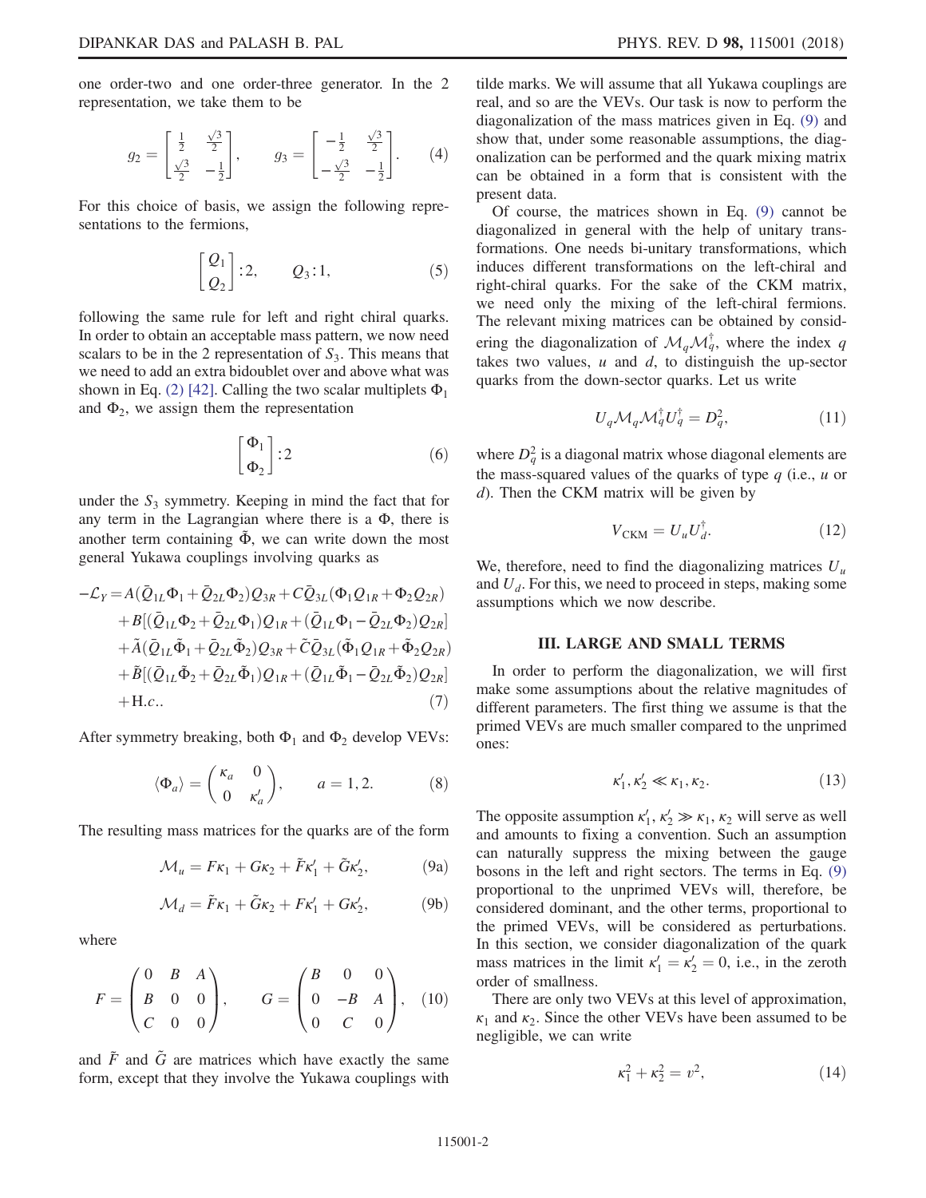one order-two and one order-three generator. In the 2 representation, we take them to be

$$g_2 = \begin{bmatrix} \frac{1}{2} & \frac{\sqrt{3}}{2} \\ \frac{\sqrt{3}}{2} & -\frac{1}{2} \end{bmatrix}, \qquad g_3 = \begin{bmatrix} -\frac{1}{2} & \frac{\sqrt{3}}{2} \\ -\frac{\sqrt{3}}{2} & -\frac{1}{2} \end{bmatrix}. \tag{4}$$

For this choice of basis, we assign the following representations to the fermions,

$$\begin{bmatrix} Q_1 \\ Q_2 \end{bmatrix} : 2, \qquad Q_3 : 1, \tag{5}$$

following the same rule for left and right chiral quarks. In order to obtain an acceptable mass pattern, we now need scalars to be in the 2 representation of $S_3$. This means that we need to add an extra bidoublet over and above what was shown in Eq. (2) [42]. Calling the two scalar multiplets $\Phi_1$ and $\Phi_2$, we assign them the representation

$$\begin{bmatrix} \Phi_1 \\ \Phi_2 \end{bmatrix} : 2 \tag{6}$$

under the $S_3$ symmetry. Keeping in mind the fact that for any term in the Lagrangian where there is a $\Phi$, there is another term containing $\tilde{\Phi}$, we can write down the most general Yukawa couplings involving quarks as

$$\begin{aligned} -\mathcal{L}_Y = {} & A(\bar{Q}_{1L}\Phi_1 + \bar{Q}_{2L}\Phi_2)Q_{3R} + C\bar{Q}_{3L}(\Phi_1 Q_{1R} + \Phi_2 Q_{2R}) \\ & + B[(\bar{Q}_{1L}\Phi_2 + \bar{Q}_{2L}\Phi_1)Q_{1R} + (\bar{Q}_{1L}\Phi_1 - \bar{Q}_{2L}\Phi_2)Q_{2R}] \\ & + \tilde{A}(\bar{Q}_{1L}\tilde{\Phi}_1 + \bar{Q}_{2L}\tilde{\Phi}_2)Q_{3R} + \tilde{C}\bar{Q}_{3L}(\tilde{\Phi}_1 Q_{1R} + \tilde{\Phi}_2 Q_{2R}) \\ & + \tilde{B}[(\bar{Q}_{1L}\tilde{\Phi}_2 + \bar{Q}_{2L}\tilde{\Phi}_1)Q_{1R} + (\bar{Q}_{1L}\tilde{\Phi}_1 - \bar{Q}_{2L}\tilde{\Phi}_2)Q_{2R}] \\ & + \mathrm{H.c.}. \end{aligned} \tag{7}$$

After symmetry breaking, both $\Phi_1$ and $\Phi_2$ develop VEVs:

$$\langle \Phi_a \rangle = \begin{pmatrix} \kappa_a & 0 \\ 0 & \kappa'_a \end{pmatrix}, \qquad a = 1, 2. \tag{8}$$

The resulting mass matrices for the quarks are of the form

$$\mathcal{M}_u = F\kappa_1 + G\kappa_2 + \tilde{F}\kappa'_1 + \tilde{G}\kappa'_2, \tag{9a}$$

$$\mathcal{M}_d = \tilde{F}\kappa_1 + \tilde{G}\kappa_2 + F\kappa'_1 + G\kappa'_2, \tag{9b}$$

where

$$F = \begin{pmatrix} 0 & B & A \\ B & 0 & 0 \\ C & 0 & 0 \end{pmatrix}, \qquad G = \begin{pmatrix} B & 0 & 0 \\ 0 & -B & A \\ 0 & C & 0 \end{pmatrix}, \tag{10}$$

and $\tilde{F}$ and $\tilde{G}$ are matrices which have exactly the same form, except that they involve the Yukawa couplings with tilde marks. We will assume that all Yukawa couplings are real, and so are the VEVs. Our task is now to perform the diagonalization of the mass matrices given in Eq. (9) and show that, under some reasonable assumptions, the diagonalization can be performed and the quark mixing matrix can be obtained in a form that is consistent with the present data.

Of course, the matrices shown in Eq. (9) cannot be diagonalized in general with the help of unitary transformations. One needs bi-unitary transformations, which induces different transformations on the left-chiral and right-chiral quarks. For the sake of the CKM matrix, we need only the mixing of the left-chiral fermions. The relevant mixing matrices can be obtained by considering the diagonalization of $\mathcal{M}_q\mathcal{M}_q^\dagger$, where the index $q$ takes two values, $u$ and $d$, to distinguish the up-sector quarks from the down-sector quarks. Let us write

$$U_q \mathcal{M}_q \mathcal{M}_q^\dagger U_q^\dagger = D_q^2, \tag{11}$$

where $D_q^2$ is a diagonal matrix whose diagonal elements are the mass-squared values of the quarks of type $q$ (i.e., $u$ or $d$). Then the CKM matrix will be given by

$$V_{\mathrm{CKM}} = U_u U_d^\dagger. \tag{12}$$

We, therefore, need to find the diagonalizing matrices $U_u$ and $U_d$. For this, we need to proceed in steps, making some assumptions which we now describe.

## III. LARGE AND SMALL TERMS

In order to perform the diagonalization, we will first make some assumptions about the relative magnitudes of different parameters. The first thing we assume is that the primed VEVs are much smaller compared to the unprimed ones:

$$\kappa'_1, \kappa'_2 \ll \kappa_1, \kappa_2. \tag{13}$$

The opposite assumption $\kappa'_1, \kappa'_2 \gg \kappa_1, \kappa_2$ will serve as well and amounts to fixing a convention. Such an assumption can naturally suppress the mixing between the gauge bosons in the left and right sectors. The terms in Eq. (9) proportional to the unprimed VEVs will, therefore, be considered dominant, and the other terms, proportional to the primed VEVs, will be considered as perturbations. In this section, we consider diagonalization of the quark mass matrices in the limit $\kappa'_1 = \kappa'_2 = 0$, i.e., in the zeroth order of smallness.

There are only two VEVs at this level of approximation, $\kappa_1$ and $\kappa_2$. Since the other VEVs have been assumed to be negligible, we can write

$$\kappa_1^2 + \kappa_2^2 = v^2, \tag{14}$$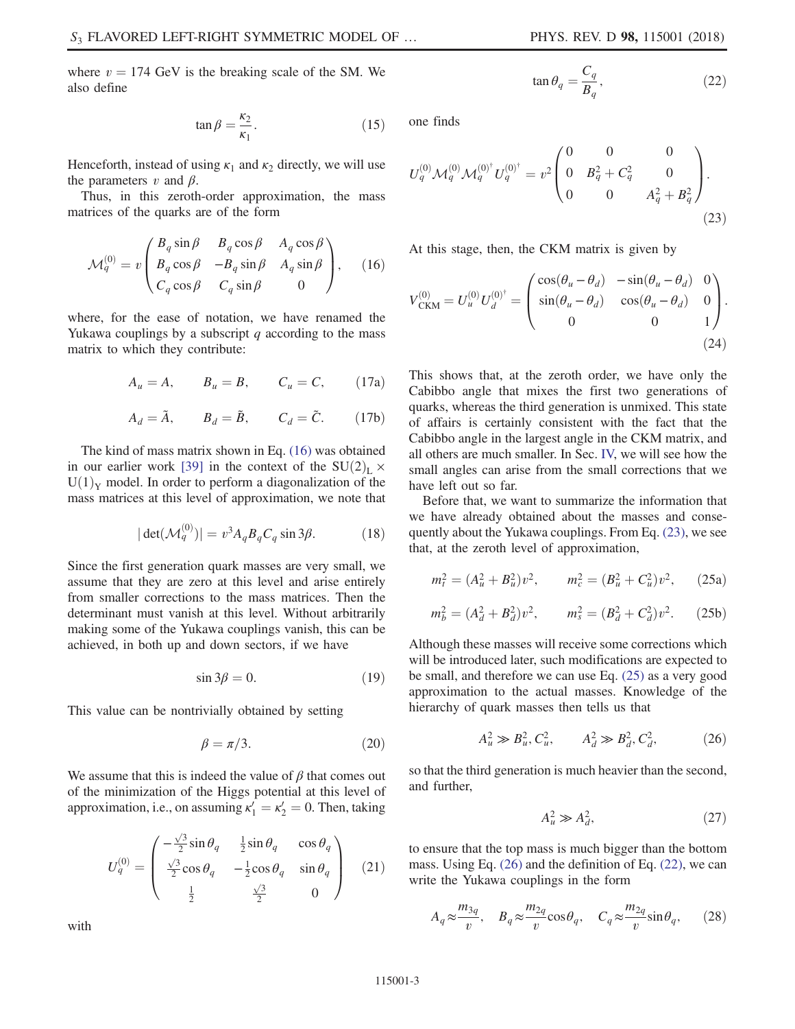where $v = 174$ GeV is the breaking scale of the SM. We also define

$$\tan\beta = \frac{\kappa_2}{\kappa_1}. \tag{15}$$

Henceforth, instead of using $\kappa_1$ and $\kappa_2$ directly, we will use the parameters $v$ and $\beta$.

Thus, in this zeroth-order approximation, the mass matrices of the quarks are of the form

$$\mathcal{M}_q^{(0)} = v\begin{pmatrix} B_q \sin\beta & B_q \cos\beta & A_q \cos\beta \\ B_q \cos\beta & -B_q \sin\beta & A_q \sin\beta \\ C_q \cos\beta & C_q \sin\beta & 0 \end{pmatrix}, \tag{16}$$

where, for the ease of notation, we have renamed the Yukawa couplings by a subscript $q$ according to the mass matrix to which they contribute:

$$A_u = A, \qquad B_u = B, \qquad C_u = C, \tag{17a}$$

$$A_d = \tilde{A}, \qquad B_d = \tilde{B}, \qquad C_d = \tilde{C}. \tag{17b}$$

The kind of mass matrix shown in Eq. (16) was obtained in our earlier work [39] in the context of the $SU(2)_L \times U(1)_Y$ model. In order to perform a diagonalization of the mass matrices at this level of approximation, we note that

$$|\det(\mathcal{M}_q^{(0)})| = v^3 A_q B_q C_q \sin 3\beta. \tag{18}$$

Since the first generation quark masses are very small, we assume that they are zero at this level and arise entirely from smaller corrections to the mass matrices. Then the determinant must vanish at this level. Without arbitrarily making some of the Yukawa couplings vanish, this can be achieved, in both up and down sectors, if we have

$$\sin 3\beta = 0. \tag{19}$$

This value can be nontrivially obtained by setting

$$\beta = \pi/3. \tag{20}$$

We assume that this is indeed the value of $\beta$ that comes out of the minimization of the Higgs potential at this level of approximation, i.e., on assuming $\kappa_1' = \kappa_2' = 0$. Then, taking

$$U_q^{(0)} = \begin{pmatrix} -\frac{\sqrt{3}}{2}\sin\theta_q & \frac{1}{2}\sin\theta_q & \cos\theta_q \\ \frac{\sqrt{3}}{2}\cos\theta_q & -\frac{1}{2}\cos\theta_q & \sin\theta_q \\ \frac{1}{2} & \frac{\sqrt{3}}{2} & 0 \end{pmatrix} \tag{21}$$

with

$$\tan\theta_q = \frac{C_q}{B_q}, \tag{22}$$

one finds

$$U_q^{(0)} \mathcal{M}_q^{(0)} \mathcal{M}_q^{(0)\dagger} U_q^{(0)\dagger} = v^2 \begin{pmatrix} 0 & 0 & 0 \\ 0 & B_q^2 + C_q^2 & 0 \\ 0 & 0 & A_q^2 + B_q^2 \end{pmatrix}. \tag{23}$$

At this stage, then, the CKM matrix is given by

$$V_{\rm CKM}^{(0)} = U_u^{(0)} U_d^{(0)\dagger} = \begin{pmatrix} \cos(\theta_u - \theta_d) & -\sin(\theta_u - \theta_d) & 0 \\ \sin(\theta_u - \theta_d) & \cos(\theta_u - \theta_d) & 0 \\ 0 & 0 & 1 \end{pmatrix}. \tag{24}$$

This shows that, at the zeroth order, we have only the Cabibbo angle that mixes the first two generations of quarks, whereas the third generation is unmixed. This state of affairs is certainly consistent with the fact that the Cabibbo angle in the largest angle in the CKM matrix, and all others are much smaller. In Sec. IV, we will see how the small angles can arise from the small corrections that we have left out so far.

Before that, we want to summarize the information that we have already obtained about the masses and consequently about the Yukawa couplings. From Eq. (23), we see that, at the zeroth level of approximation,

$$m_t^2 = (A_u^2 + B_u^2)v^2, \qquad m_c^2 = (B_u^2 + C_u^2)v^2, \tag{25a}$$

$$m_b^2 = (A_d^2 + B_d^2)v^2, \qquad m_s^2 = (B_d^2 + C_d^2)v^2. \tag{25b}$$

Although these masses will receive some corrections which will be introduced later, such modifications are expected to be small, and therefore we can use Eq. (25) as a very good approximation to the actual masses. Knowledge of the hierarchy of quark masses then tells us that

$$A_u^2 \gg B_u^2, C_u^2, \qquad A_d^2 \gg B_d^2, C_d^2, \tag{26}$$

so that the third generation is much heavier than the second, and further,

$$A_u^2 \gg A_d^2, \tag{27}$$

to ensure that the top mass is much bigger than the bottom mass. Using Eq. (26) and the definition of Eq. (22), we can write the Yukawa couplings in the form

$$A_q \approx \frac{m_{3q}}{v}, \quad B_q \approx \frac{m_{2q}}{v}\cos\theta_q, \quad C_q \approx \frac{m_{2q}}{v}\sin\theta_q, \tag{28}$$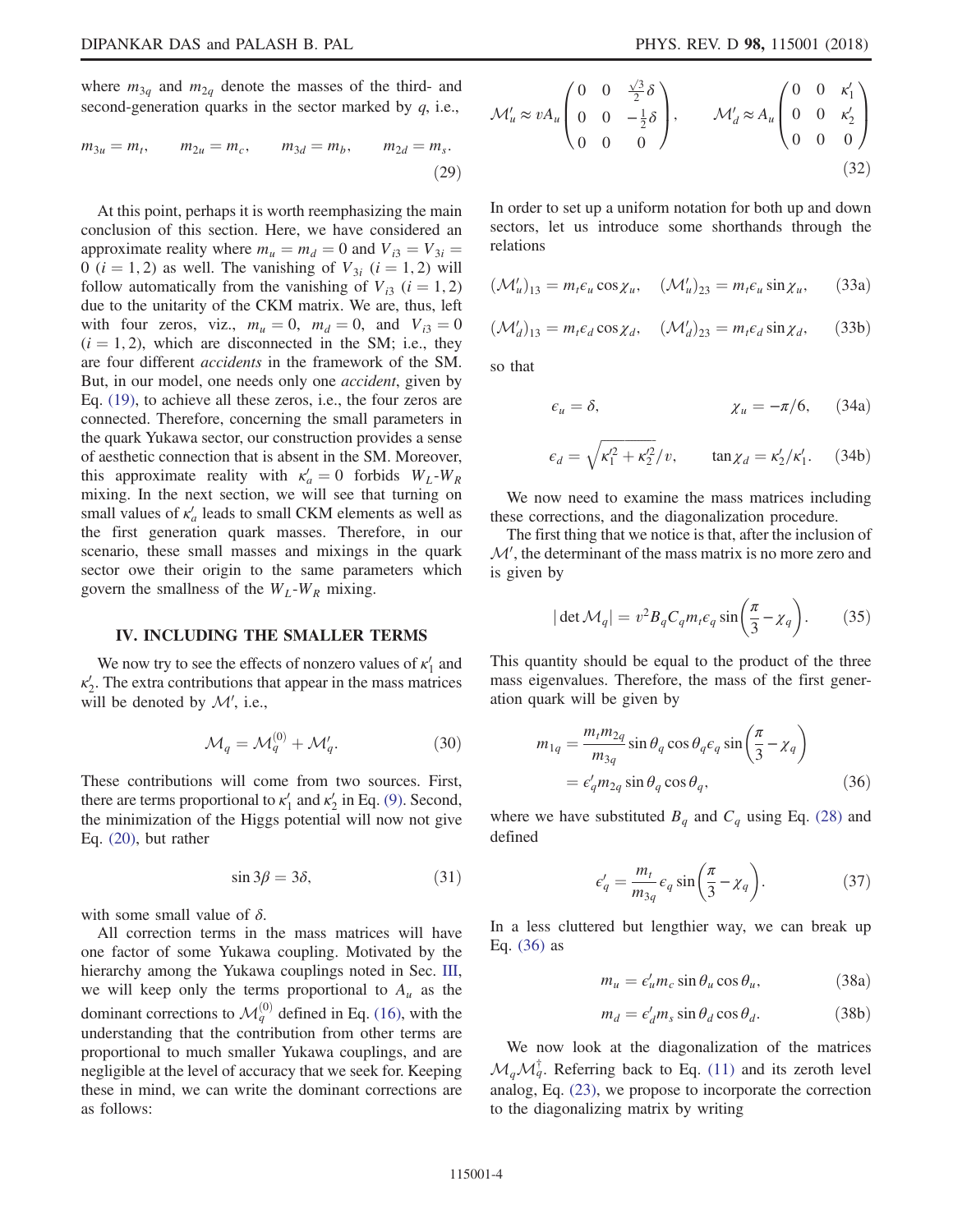where $m_{3q}$ and $m_{2q}$ denote the masses of the third- and second-generation quarks in the sector marked by $q$, i.e.,

$$m_{3u} = m_t, \qquad m_{2u} = m_c, \qquad m_{3d} = m_b, \qquad m_{2d} = m_s. \tag{29}$$

At this point, perhaps it is worth reemphasizing the main conclusion of this section. Here, we have considered an approximate reality where $m_u = m_d = 0$ and $V_{i3} = V_{3i} = 0$ $(i = 1, 2)$ as well. The vanishing of $V_{3i}$ $(i = 1, 2)$ will follow automatically from the vanishing of $V_{i3}$ $(i = 1, 2)$ due to the unitarity of the CKM matrix. We are, thus, left with four zeros, viz., $m_u = 0$, $m_d = 0$, and $V_{i3} = 0$ $(i = 1, 2)$, which are disconnected in the SM; i.e., they are four different *accidents* in the framework of the SM. But, in our model, one needs only one *accident*, given by Eq. (19), to achieve all these zeros, i.e., the four zeros are connected. Therefore, concerning the small parameters in the quark Yukawa sector, our construction provides a sense of aesthetic connection that is absent in the SM. Moreover, this approximate reality with $\kappa'_a = 0$ forbids $W_L$-$W_R$ mixing. In the next section, we will see that turning on small values of $\kappa'_a$ leads to small CKM elements as well as the first generation quark masses. Therefore, in our scenario, these small masses and mixings in the quark sector owe their origin to the same parameters which govern the smallness of the $W_L$-$W_R$ mixing.

## IV. INCLUDING THE SMALLER TERMS

We now try to see the effects of nonzero values of $\kappa'_1$ and $\kappa'_2$. The extra contributions that appear in the mass matrices will be denoted by $\mathcal{M}'$, i.e.,

$$\mathcal{M}_q = \mathcal{M}_q^{(0)} + \mathcal{M}'_q. \tag{30}$$

These contributions will come from two sources. First, there are terms proportional to $\kappa'_1$ and $\kappa'_2$ in Eq. (9). Second, the minimization of the Higgs potential will now not give Eq. (20), but rather

$$\sin 3\beta = 3\delta, \tag{31}$$

with some small value of $\delta$.

All correction terms in the mass matrices will have one factor of some Yukawa coupling. Motivated by the hierarchy among the Yukawa couplings noted in Sec. III, we will keep only the terms proportional to $A_u$ as the dominant corrections to $\mathcal{M}_q^{(0)}$ defined in Eq. (16), with the understanding that the contribution from other terms are proportional to much smaller Yukawa couplings, and are negligible at the level of accuracy that we seek for. Keeping these in mind, we can write the dominant corrections are as follows:

$$\mathcal{M}'_u \approx vA_u \begin{pmatrix} 0 & 0 & \frac{\sqrt{3}}{2}\delta \\ 0 & 0 & -\frac{1}{2}\delta \\ 0 & 0 & 0 \end{pmatrix}, \qquad \mathcal{M}'_d \approx A_u \begin{pmatrix} 0 & 0 & \kappa'_1 \\ 0 & 0 & \kappa'_2 \\ 0 & 0 & 0 \end{pmatrix} \tag{32}$$

In order to set up a uniform notation for both up and down sectors, let us introduce some shorthands through the relations

$$(\mathcal{M}'_u)_{13} = m_t \epsilon_u \cos\chi_u, \quad (\mathcal{M}'_u)_{23} = m_t \epsilon_u \sin\chi_u, \tag{33a}$$

$$(\mathcal{M}'_d)_{13} = m_t \epsilon_d \cos\chi_d, \quad (\mathcal{M}'_d)_{23} = m_t \epsilon_d \sin\chi_d, \tag{33b}$$

so that

$$\epsilon_u = \delta, \qquad \chi_u = -\pi/6, \tag{34a}$$

$$\epsilon_d = \sqrt{\kappa_1'^2 + \kappa_2'^2}/v, \qquad \tan\chi_d = \kappa'_2/\kappa'_1. \tag{34b}$$

We now need to examine the mass matrices including these corrections, and the diagonalization procedure.

The first thing that we notice is that, after the inclusion of $\mathcal{M}'$, the determinant of the mass matrix is no more zero and is given by

$$|\det \mathcal{M}_q| = v^2 B_q C_q m_t \epsilon_q \sin\left(\frac{\pi}{3} - \chi_q\right). \tag{35}$$

This quantity should be equal to the product of the three mass eigenvalues. Therefore, the mass of the first generation quark will be given by

$$\begin{aligned} m_{1q} &= \frac{m_t m_{2q}}{m_{3q}} \sin\theta_q \cos\theta_q \epsilon_q \sin\left(\frac{\pi}{3} - \chi_q\right) \\ &= \epsilon'_q m_{2q} \sin\theta_q \cos\theta_q, \end{aligned} \tag{36}$$

where we have substituted $B_q$ and $C_q$ using Eq. (28) and defined

$$\epsilon'_q = \frac{m_t}{m_{3q}} \epsilon_q \sin\left(\frac{\pi}{3} - \chi_q\right). \tag{37}$$

In a less cluttered but lengthier way, we can break up Eq. (36) as

$$m_u = \epsilon'_u m_c \sin\theta_u \cos\theta_u, \tag{38a}$$

$$m_d = \epsilon'_d m_s \sin\theta_d \cos\theta_d. \tag{38b}$$

We now look at the diagonalization of the matrices $\mathcal{M}_q \mathcal{M}_q^\dagger$. Referring back to Eq. (11) and its zeroth level analog, Eq. (23), we propose to incorporate the correction to the diagonalizing matrix by writing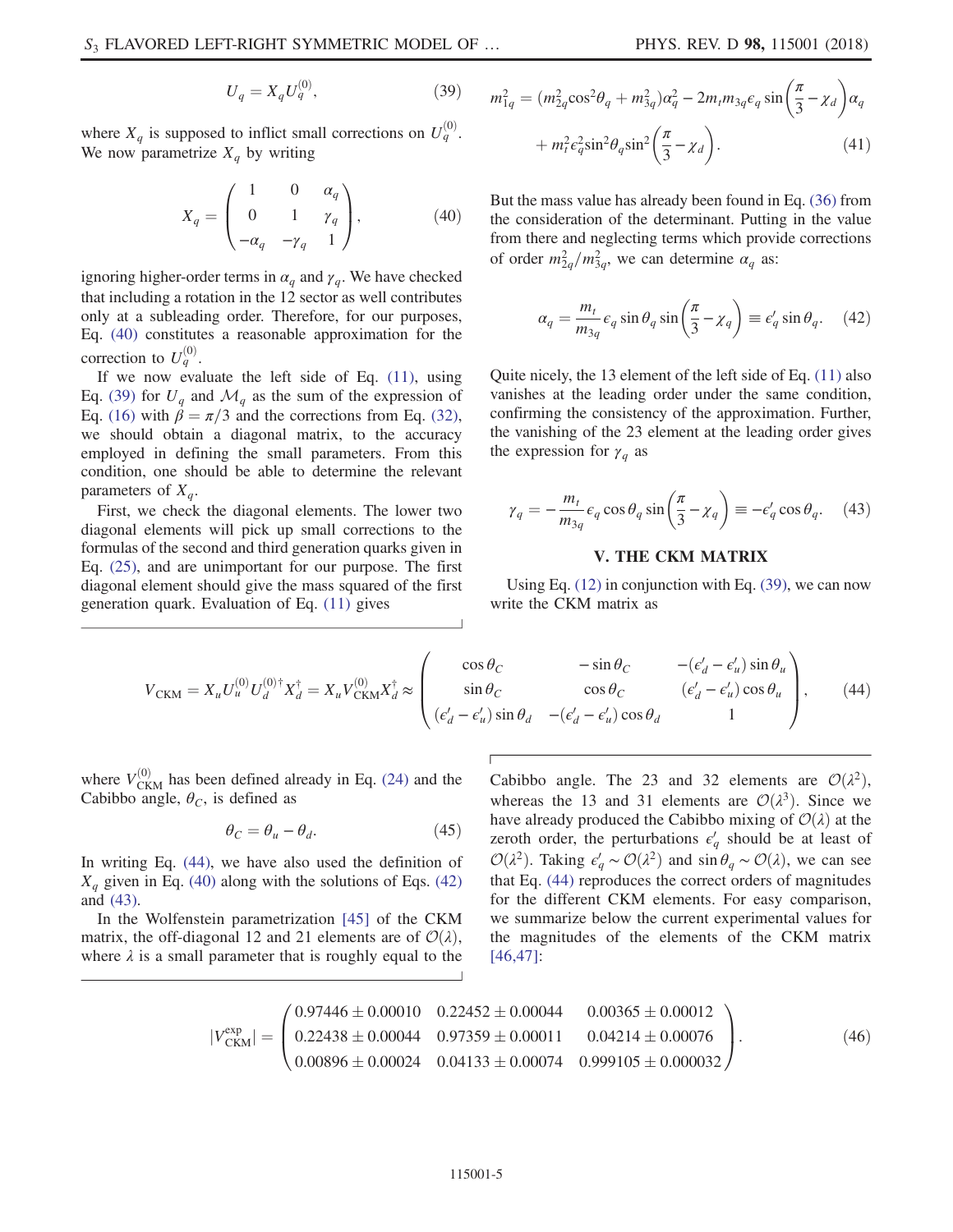$$U_q = X_q U_q^{(0)}, \tag{39}$$

where $X_q$ is supposed to inflict small corrections on $U_q^{(0)}$. We now parametrize $X_q$ by writing

$$X_q = \begin{pmatrix} 1 & 0 & \alpha_q \\ 0 & 1 & \gamma_q \\ -\alpha_q & -\gamma_q & 1 \end{pmatrix}, \tag{40}$$

ignoring higher-order terms in $\alpha_q$ and $\gamma_q$. We have checked that including a rotation in the 12 sector as well contributes only at a subleading order. Therefore, for our purposes, Eq. (40) constitutes a reasonable approximation for the correction to $U_q^{(0)}$.

If we now evaluate the left side of Eq. (11), using Eq. (39) for $U_q$ and $\mathcal{M}_q$ as the sum of the expression of Eq. (16) with $\beta = \pi/3$ and the corrections from Eq. (32), we should obtain a diagonal matrix, to the accuracy employed in defining the small parameters. From this condition, one should be able to determine the relevant parameters of $X_q$.

First, we check the diagonal elements. The lower two diagonal elements will pick up small corrections to the formulas of the second and third generation quarks given in Eq. (25), and are unimportant for our purpose. The first diagonal element should give the mass squared of the first generation quark. Evaluation of Eq. (11) gives

$$m_{1q}^2 = (m_{2q}^2 \cos^2\theta_q + m_{3q}^2)\alpha_q^2 - 2m_t m_{3q}\epsilon_q \sin\left(\frac{\pi}{3} - \chi_d\right)\alpha_q + m_t^2 \epsilon_q^2 \sin^2\theta_q \sin^2\left(\frac{\pi}{3} - \chi_d\right). \tag{41}$$

But the mass value has already been found in Eq. (36) from the consideration of the determinant. Putting in the value from there and neglecting terms which provide corrections of order $m_{2q}^2/m_{3q}^2$, we can determine $\alpha_q$ as:

$$\alpha_q = \frac{m_t}{m_{3q}} \epsilon_q \sin\theta_q \sin\left(\frac{\pi}{3} - \chi_q\right) \equiv \epsilon_q' \sin\theta_q. \tag{42}$$

Quite nicely, the 13 element of the left side of Eq. (11) also vanishes at the leading order under the same condition, confirming the consistency of the approximation. Further, the vanishing of the 23 element at the leading order gives the expression for $\gamma_q$ as

$$\gamma_q = -\frac{m_t}{m_{3q}} \epsilon_q \cos\theta_q \sin\left(\frac{\pi}{3} - \chi_q\right) \equiv -\epsilon_q' \cos\theta_q. \tag{43}$$

## V. THE CKM MATRIX

Using Eq. (12) in conjunction with Eq. (39), we can now write the CKM matrix as

$$V_{\text{CKM}} = X_u U_u^{(0)} U_d^{(0)\dagger} X_d^\dagger = X_u V_{\text{CKM}}^{(0)} X_d^\dagger \approx \begin{pmatrix} \cos\theta_C & -\sin\theta_C & -(\epsilon_d' - \epsilon_u')\sin\theta_u \\ \sin\theta_C & \cos\theta_C & (\epsilon_d' - \epsilon_u')\cos\theta_u \\ (\epsilon_d' - \epsilon_u')\sin\theta_d & -(\epsilon_d' - \epsilon_u')\cos\theta_d & 1 \end{pmatrix}, \tag{44}$$

where $V_{\text{CKM}}^{(0)}$ has been defined already in Eq. (24) and the Cabibbo angle, $\theta_C$, is defined as

$$\theta_C = \theta_u - \theta_d. \tag{45}$$

In writing Eq. (44), we have also used the definition of $X_q$ given in Eq. (40) along with the solutions of Eqs. (42) and (43).

In the Wolfenstein parametrization [45] of the CKM matrix, the off-diagonal 12 and 21 elements are of $\mathcal{O}(\lambda)$, where $\lambda$ is a small parameter that is roughly equal to the Cabibbo angle. The 23 and 32 elements are $\mathcal{O}(\lambda^2)$, whereas the 13 and 31 elements are $\mathcal{O}(\lambda^3)$. Since we have already produced the Cabibbo mixing of $\mathcal{O}(\lambda)$ at the zeroth order, the perturbations $\epsilon_q'$ should be at least of $\mathcal{O}(\lambda^2)$. Taking $\epsilon_q' \sim \mathcal{O}(\lambda^2)$ and $\sin\theta_q \sim \mathcal{O}(\lambda)$, we can see that Eq. (44) reproduces the correct orders of magnitudes for the different CKM elements. For easy comparison, we summarize below the current experimental values for the magnitudes of the elements of the CKM matrix [46,47]:

$$|V_{\text{CKM}}^{\text{exp}}| = \begin{pmatrix} 0.97446 \pm 0.00010 & 0.22452 \pm 0.00044 & 0.00365 \pm 0.00012 \\ 0.22438 \pm 0.00044 & 0.97359 \pm 0.00011 & 0.04214 \pm 0.00076 \\ 0.00896 \pm 0.00024 & 0.04133 \pm 0.00074 & 0.999105 \pm 0.000032 \end{pmatrix}. \tag{46}$$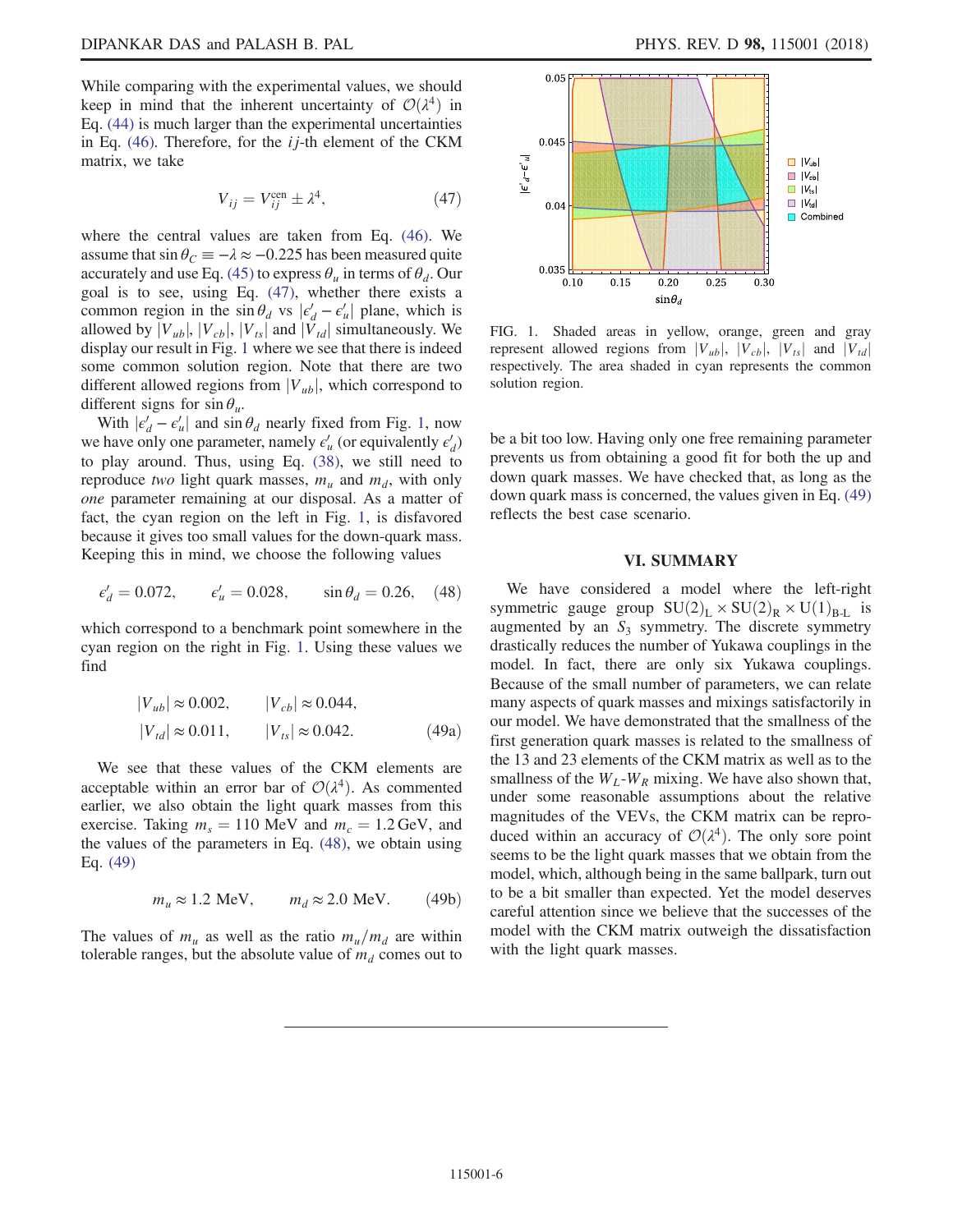While comparing with the experimental values, we should keep in mind that the inherent uncertainty of $\mathcal{O}(\lambda^4)$ in Eq. (44) is much larger than the experimental uncertainties in Eq. (46). Therefore, for the $ij$-th element of the CKM matrix, we take

$$V_{ij} = V_{ij}^{\text{cen}} \pm \lambda^4, \tag{47}$$

where the central values are taken from Eq. (46). We assume that $\sin\theta_C \equiv -\lambda \approx -0.225$ has been measured quite accurately and use Eq. (45) to express $\theta_u$ in terms of $\theta_d$. Our goal is to see, using Eq. (47), whether there exists a common region in the $\sin\theta_d$ vs $|\epsilon'_d - \epsilon'_u|$ plane, which is allowed by $|V_{ub}|$, $|V_{cb}|$, $|V_{ts}|$ and $|V_{td}|$ simultaneously. We display our result in Fig. 1 where we see that there is indeed some common solution region. Note that there are two different allowed regions from $|V_{ub}|$, which correspond to different signs for $\sin\theta_u$.

With $|\epsilon'_d - \epsilon'_u|$ and $\sin\theta_d$ nearly fixed from Fig. 1, now we have only one parameter, namely $\epsilon'_u$ (or equivalently $\epsilon'_d$) to play around. Thus, using Eq. (38), we still need to reproduce *two* light quark masses, $m_u$ and $m_d$, with only *one* parameter remaining at our disposal. As a matter of fact, the cyan region on the left in Fig. 1, is disfavored because it gives too small values for the down-quark mass. Keeping this in mind, we choose the following values

$$\epsilon'_d = 0.072, \qquad \epsilon'_u = 0.028, \qquad \sin\theta_d = 0.26, \tag{48}$$

which correspond to a benchmark point somewhere in the cyan region on the right in Fig. 1. Using these values we find

$$|V_{ub}| \approx 0.002, \qquad |V_{cb}| \approx 0.044,$$
$$|V_{td}| \approx 0.011, \qquad |V_{ts}| \approx 0.042. \tag{49a}$$

We see that these values of the CKM elements are acceptable within an error bar of $\mathcal{O}(\lambda^4)$. As commented earlier, we also obtain the light quark masses from this exercise. Taking $m_s = 110$ MeV and $m_c = 1.2$ GeV, and the values of the parameters in Eq. (48), we obtain using Eq. (49)

$$m_u \approx 1.2 \text{ MeV}, \qquad m_d \approx 2.0 \text{ MeV}. \tag{49b}$$

The values of $m_u$ as well as the ratio $m_u/m_d$ are within tolerable ranges, but the absolute value of $m_d$ comes out to be a bit too low. Having only one free remaining parameter prevents us from obtaining a good fit for both the up and down quark masses. We have checked that, as long as the down quark mass is concerned, the values given in Eq. (49) reflects the best case scenario.

FIG. 1. Shaded areas in yellow, orange, green and gray represent allowed regions from $|V_{ub}|$, $|V_{cb}|$, $|V_{ts}|$ and $|V_{td}|$ respectively. The area shaded in cyan represents the common solution region.

## VI. SUMMARY

We have considered a model where the left-right symmetric gauge group $\mathrm{SU(2)_L \times SU(2)_R \times U(1)_{B\text{-}L}}$ is augmented by an $S_3$ symmetry. The discrete symmetry drastically reduces the number of Yukawa couplings in the model. In fact, there are only six Yukawa couplings. Because of the small number of parameters, we can relate many aspects of quark masses and mixings satisfactorily in our model. We have demonstrated that the smallness of the first generation quark masses is related to the smallness of the 13 and 23 elements of the CKM matrix as well as to the smallness of the $W_L$-$W_R$ mixing. We have also shown that, under some reasonable assumptions about the relative magnitudes of the VEVs, the CKM matrix can be reproduced within an accuracy of $\mathcal{O}(\lambda^4)$. The only sore point seems to be the light quark masses that we obtain from the model, which, although being in the same ballpark, turn out to be a bit smaller than expected. Yet the model deserves careful attention since we believe that the successes of the model with the CKM matrix outweigh the dissatisfaction with the light quark masses.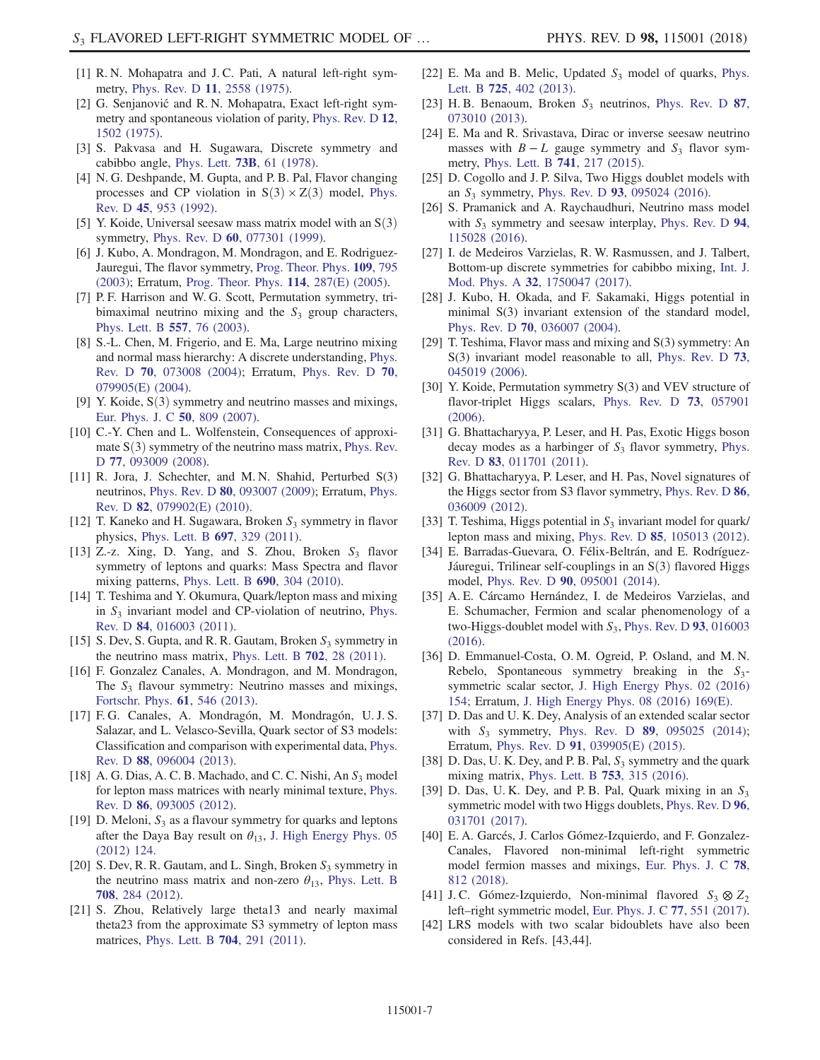[1] R. N. Mohapatra and J. C. Pati, A natural left-right symmetry, Phys. Rev. D **11**, 2558 (1975).

[2] G. Senjanović and R. N. Mohapatra, Exact left-right symmetry and spontaneous violation of parity, Phys. Rev. D **12**, 1502 (1975).

[3] S. Pakvasa and H. Sugawara, Discrete symmetry and cabibbo angle, Phys. Lett. **73B**, 61 (1978).

[4] N. G. Deshpande, M. Gupta, and P. B. Pal, Flavor changing processes and CP violation in $S(3) \times Z(3)$ model, Phys. Rev. D **45**, 953 (1992).

[5] Y. Koide, Universal seesaw mass matrix model with an S(3) symmetry, Phys. Rev. D **60**, 077301 (1999).

[6] J. Kubo, A. Mondragon, M. Mondragon, and E. Rodriguez-Jauregui, The flavor symmetry, Prog. Theor. Phys. **109**, 795 (2003); Erratum, Prog. Theor. Phys. **114**, 287(E) (2005).

[7] P. F. Harrison and W. G. Scott, Permutation symmetry, tri-bimaximal neutrino mixing and the $S_3$ group characters, Phys. Lett. B **557**, 76 (2003).

[8] S.-L. Chen, M. Frigerio, and E. Ma, Large neutrino mixing and normal mass hierarchy: A discrete understanding, Phys. Rev. D **70**, 073008 (2004); Erratum, Phys. Rev. D **70**, 079905(E) (2004).

[9] Y. Koide, S(3) symmetry and neutrino masses and mixings, Eur. Phys. J. C **50**, 809 (2007).

[10] C.-Y. Chen and L. Wolfenstein, Consequences of approximate S(3) symmetry of the neutrino mass matrix, Phys. Rev. D **77**, 093009 (2008).

[11] R. Jora, J. Schechter, and M. N. Shahid, Perturbed S(3) neutrinos, Phys. Rev. D **80**, 093007 (2009); Erratum, Phys. Rev. D **82**, 079902(E) (2010).

[12] T. Kaneko and H. Sugawara, Broken $S_3$ symmetry in flavor physics, Phys. Lett. B **697**, 329 (2011).

[13] Z.-z. Xing, D. Yang, and S. Zhou, Broken $S_3$ flavor symmetry of leptons and quarks: Mass Spectra and flavor mixing patterns, Phys. Lett. B **690**, 304 (2010).

[14] T. Teshima and Y. Okumura, Quark/lepton mass and mixing in $S_3$ invariant model and CP-violation of neutrino, Phys. Rev. D **84**, 016003 (2011).

[15] S. Dev, S. Gupta, and R. R. Gautam, Broken $S_3$ symmetry in the neutrino mass matrix, Phys. Lett. B **702**, 28 (2011).

[16] F. Gonzalez Canales, A. Mondragon, and M. Mondragon, The $S_3$ flavour symmetry: Neutrino masses and mixings, Fortschr. Phys. **61**, 546 (2013).

[17] F. G. Canales, A. Mondragón, M. Mondragón, U. J. S. Salazar, and L. Velasco-Sevilla, Quark sector of S3 models: Classification and comparison with experimental data, Phys. Rev. D **88**, 096004 (2013).

[18] A. G. Dias, A. C. B. Machado, and C. C. Nishi, An $S_3$ model for lepton mass matrices with nearly minimal texture, Phys. Rev. D **86**, 093005 (2012).

[19] D. Meloni, $S_3$ as a flavour symmetry for quarks and leptons after the Daya Bay result on $\theta_{13}$, J. High Energy Phys. 05 (2012) 124.

[20] S. Dev, R. R. Gautam, and L. Singh, Broken $S_3$ symmetry in the neutrino mass matrix and non-zero $\theta_{13}$, Phys. Lett. B **708**, 284 (2012).

[21] S. Zhou, Relatively large theta13 and nearly maximal theta23 from the approximate S3 symmetry of lepton mass matrices, Phys. Lett. B **704**, 291 (2011).

[22] E. Ma and B. Melic, Updated $S_3$ model of quarks, Phys. Lett. B **725**, 402 (2013).

[23] H. B. Benaoum, Broken $S_3$ neutrinos, Phys. Rev. D **87**, 073010 (2013).

[24] E. Ma and R. Srivastava, Dirac or inverse seesaw neutrino masses with $B - L$ gauge symmetry and $S_3$ flavor symmetry, Phys. Lett. B **741**, 217 (2015).

[25] D. Cogollo and J. P. Silva, Two Higgs doublet models with an $S_3$ symmetry, Phys. Rev. D **93**, 095024 (2016).

[26] S. Pramanick and A. Raychaudhuri, Neutrino mass model with $S_3$ symmetry and seesaw interplay, Phys. Rev. D **94**, 115028 (2016).

[27] I. de Medeiros Varzielas, R. W. Rasmussen, and J. Talbert, Bottom-up discrete symmetries for cabibbo mixing, Int. J. Mod. Phys. A **32**, 1750047 (2017).

[28] J. Kubo, H. Okada, and F. Sakamaki, Higgs potential in minimal S(3) invariant extension of the standard model, Phys. Rev. D **70**, 036007 (2004).

[29] T. Teshima, Flavor mass and mixing and S(3) symmetry: An S(3) invariant model reasonable to all, Phys. Rev. D **73**, 045019 (2006).

[30] Y. Koide, Permutation symmetry S(3) and VEV structure of flavor-triplet Higgs scalars, Phys. Rev. D **73**, 057901 (2006).

[31] G. Bhattacharyya, P. Leser, and H. Pas, Exotic Higgs boson decay modes as a harbinger of $S_3$ flavor symmetry, Phys. Rev. D **83**, 011701 (2011).

[32] G. Bhattacharyya, P. Leser, and H. Pas, Novel signatures of the Higgs sector from S3 flavor symmetry, Phys. Rev. D **86**, 036009 (2012).

[33] T. Teshima, Higgs potential in $S_3$ invariant model for quark/lepton mass and mixing, Phys. Rev. D **85**, 105013 (2012).

[34] E. Barradas-Guevara, O. Félix-Beltrán, and E. Rodríguez-Jáuregui, Trilinear self-couplings in an S(3) flavored Higgs model, Phys. Rev. D **90**, 095001 (2014).

[35] A. E. Cárcamo Hernández, I. de Medeiros Varzielas, and E. Schumacher, Fermion and scalar phenomenology of a two-Higgs-doublet model with $S_3$, Phys. Rev. D **93**, 016003 (2016).

[36] D. Emmanuel-Costa, O. M. Ogreid, P. Osland, and M. N. Rebelo, Spontaneous symmetry breaking in the $S_3$-symmetric scalar sector, J. High Energy Phys. 02 (2016) 154; Erratum, J. High Energy Phys. 08 (2016) 169(E).

[37] D. Das and U. K. Dey, Analysis of an extended scalar sector with $S_3$ symmetry, Phys. Rev. D **89**, 095025 (2014); Erratum, Phys. Rev. D **91**, 039905(E) (2015).

[38] D. Das, U. K. Dey, and P. B. Pal, $S_3$ symmetry and the quark mixing matrix, Phys. Lett. B **753**, 315 (2016).

[39] D. Das, U. K. Dey, and P. B. Pal, Quark mixing in an $S_3$ symmetric model with two Higgs doublets, Phys. Rev. D **96**, 031701 (2017).

[40] E. A. Garcés, J. Carlos Gómez-Izquierdo, and F. Gonzalez-Canales, Flavored non-minimal left-right symmetric model fermion masses and mixings, Eur. Phys. J. C **78**, 812 (2018).

[41] J. C. Gómez-Izquierdo, Non-minimal flavored $S_3 \otimes Z_2$ left–right symmetric model, Eur. Phys. J. C **77**, 551 (2017).

[42] LRS models with two scalar bidoublets have also been considered in Refs. [43,44].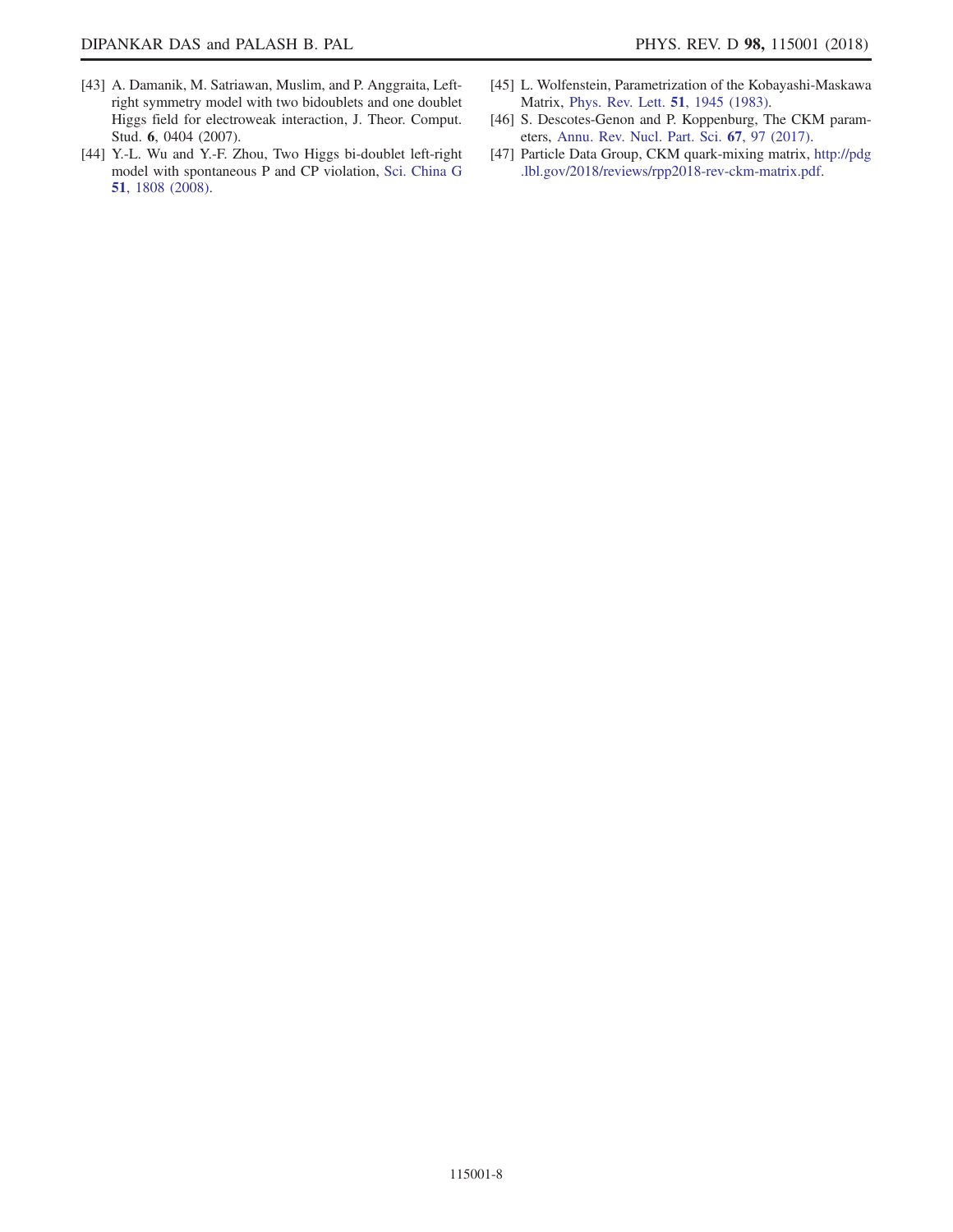[43] A. Damanik, M. Satriawan, Muslim, and P. Anggraita, Left-right symmetry model with two bidoublets and one doublet Higgs field for electroweak interaction, J. Theor. Comput. Stud. **6**, 0404 (2007).

[44] Y.-L. Wu and Y.-F. Zhou, Two Higgs bi-doublet left-right model with spontaneous P and CP violation, Sci. China G **51**, 1808 (2008).

[45] L. Wolfenstein, Parametrization of the Kobayashi-Maskawa Matrix, Phys. Rev. Lett. **51**, 1945 (1983).

[46] S. Descotes-Genon and P. Koppenburg, The CKM parameters, Annu. Rev. Nucl. Part. Sci. **67**, 97 (2017).

[47] Particle Data Group, CKM quark-mixing matrix, http://pdg.lbl.gov/2018/reviews/rpp2018-rev-ckm-matrix.pdf.